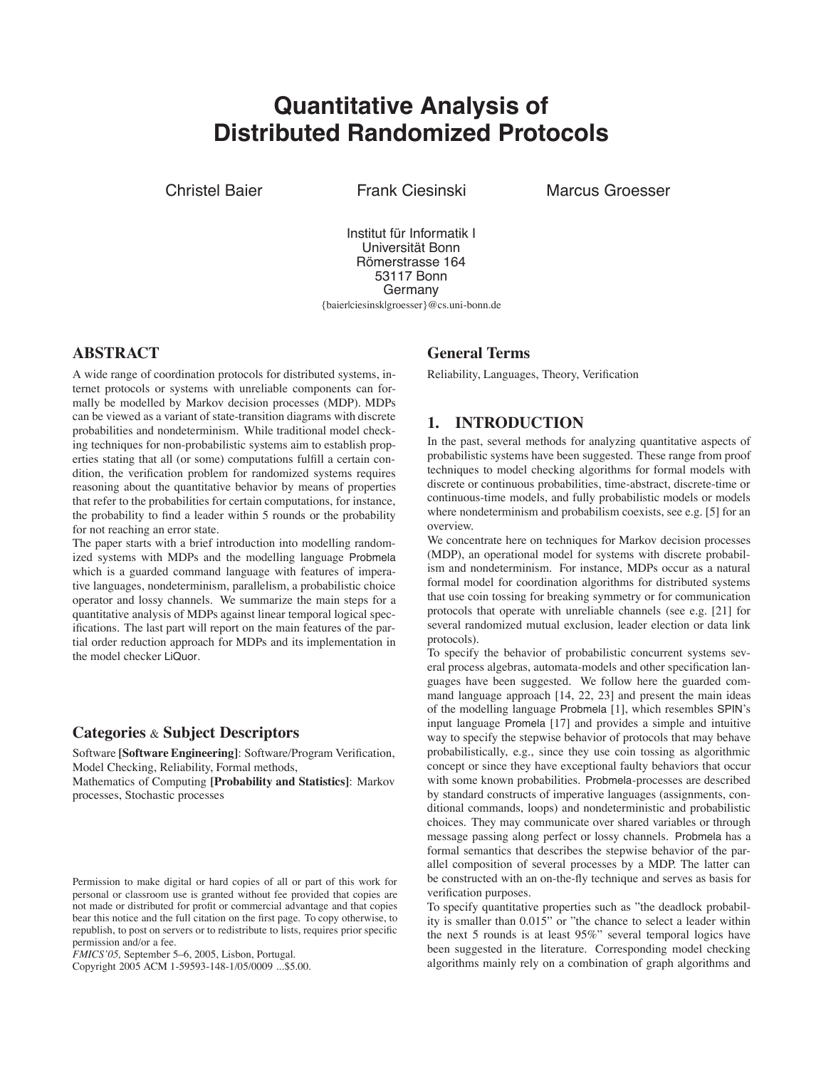# Quantitative Analysis of Distributed Randomized Protocols

Christel Baier    Frank Ciesinski    Marcus Groesser

Institut für Informatik I
Universität Bonn
Römerstrasse 164
53117 Bonn
Germany
{baier|ciesinsk|groesser}@cs.uni-bonn.de

## ABSTRACT

A wide range of coordination protocols for distributed systems, internet protocols or systems with unreliable components can formally be modelled by Markov decision processes (MDP). MDPs can be viewed as a variant of state-transition diagrams with discrete probabilities and nondeterminism. While traditional model checking techniques for non-probabilistic systems aim to establish properties stating that all (or some) computations fulfill a certain condition, the verification problem for randomized systems requires reasoning about the quantitative behavior by means of properties that refer to the probabilities for certain computations, for instance, the probability to find a leader within 5 rounds or the probability for not reaching an error state.

The paper starts with a brief introduction into modelling randomized systems with MDPs and the modelling language Probmela which is a guarded command language with features of imperative languages, nondeterminism, parallelism, a probabilistic choice operator and lossy channels. We summarize the main steps for a quantitative analysis of MDPs against linear temporal logical specifications. The last part will report on the main features of the partial order reduction approach for MDPs and its implementation in the model checker LiQuor.

## Categories & Subject Descriptors

Software **[Software Engineering]**: Software/Program Verification, Model Checking, Reliability, Formal methods,
Mathematics of Computing **[Probability and Statistics]**: Markov processes, Stochastic processes

Permission to make digital or hard copies of all or part of this work for personal or classroom use is granted without fee provided that copies are not made or distributed for profit or commercial advantage and that copies bear this notice and the full citation on the first page. To copy otherwise, to republish, to post on servers or to redistribute to lists, requires prior specific permission and/or a fee.
*FMICS'05,* September 5–6, 2005, Lisbon, Portugal.
Copyright 2005 ACM 1-59593-148-1/05/0009 ...$5.00.

## General Terms

Reliability, Languages, Theory, Verification

## 1. INTRODUCTION

In the past, several methods for analyzing quantitative aspects of probabilistic systems have been suggested. These range from proof techniques to model checking algorithms for formal models with discrete or continuous probabilities, time-abstract, discrete-time or continuous-time models, and fully probabilistic models or models where nondeterminism and probabilism coexists, see e.g. [5] for an overview.

We concentrate here on techniques for Markov decision processes (MDP), an operational model for systems with discrete probabilism and nondeterminism. For instance, MDPs occur as a natural formal model for coordination algorithms for distributed systems that use coin tossing for breaking symmetry or for communication protocols that operate with unreliable channels (see e.g. [21] for several randomized mutual exclusion, leader election or data link protocols).

To specify the behavior of probabilistic concurrent systems several process algebras, automata-models and other specification languages have been suggested. We follow here the guarded command language approach [14, 22, 23] and present the main ideas of the modelling language Probmela [1], which resembles SPIN's input language Promela [17] and provides a simple and intuitive way to specify the stepwise behavior of protocols that may behave probabilistically, e.g., since they use coin tossing as algorithmic concept or since they have exceptional faulty behaviors that occur with some known probabilities. Probmela-processes are described by standard constructs of imperative languages (assignments, conditional commands, loops) and nondeterministic and probabilistic choices. They may communicate over shared variables or through message passing along perfect or lossy channels. Probmela has a formal semantics that describes the stepwise behavior of the parallel composition of several processes by a MDP. The latter can be constructed with an on-the-fly technique and serves as basis for verification purposes.

To specify quantitative properties such as "the deadlock probability is smaller than 0.015" or "the chance to select a leader within the next 5 rounds is at least 95%" several temporal logics have been suggested in the literature. Corresponding model checking algorithms mainly rely on a combination of graph algorithms and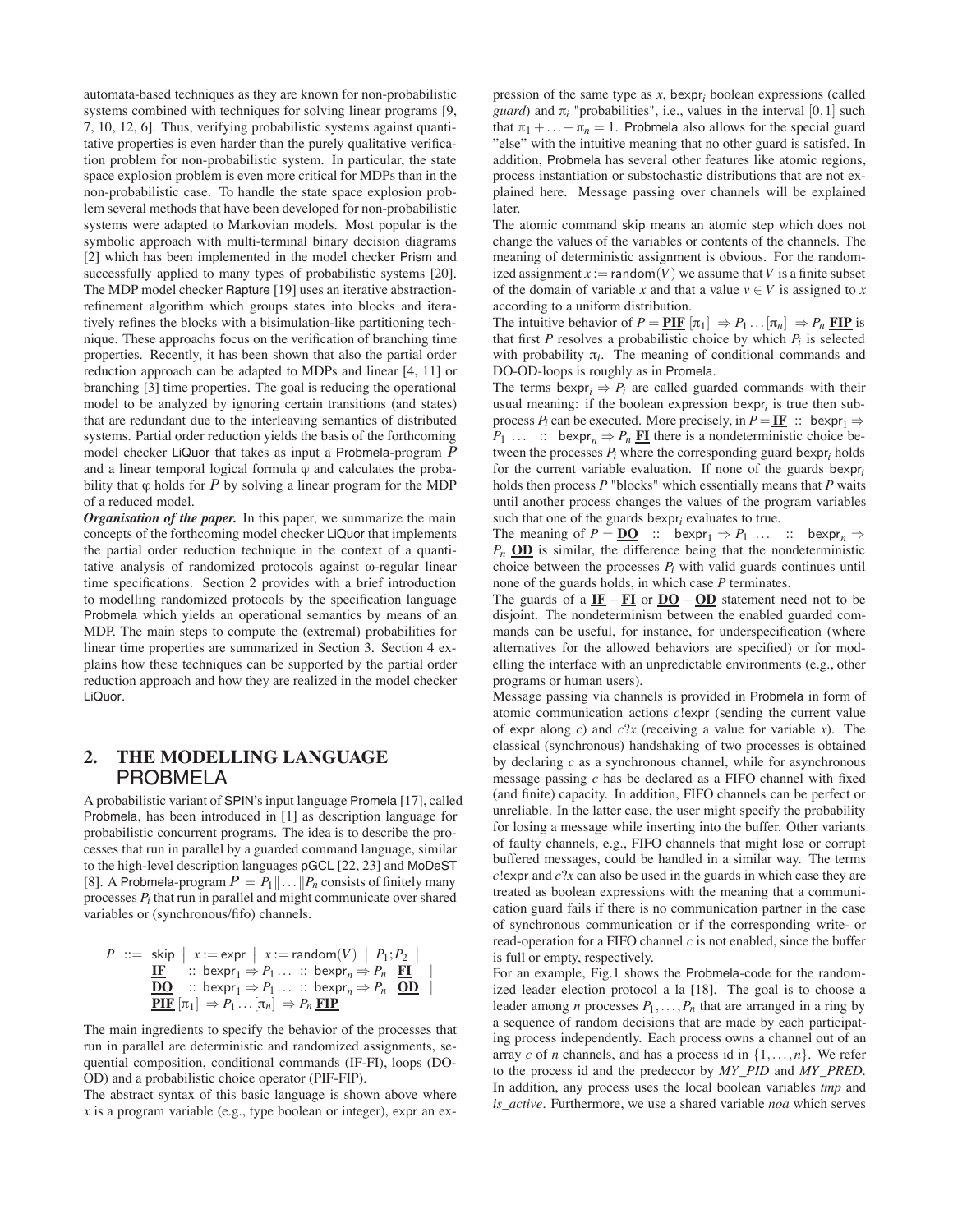automata-based techniques as they are known for non-probabilistic systems combined with techniques for solving linear programs [9, 7, 10, 12, 6]. Thus, verifying probabilistic systems against quantitative properties is even harder than the purely qualitative verification problem for non-probabilistic system. In particular, the state space explosion problem is even more critical for MDPs than in the non-probabilistic case. To handle the state space explosion problem several methods that have been developed for non-probabilistic systems were adapted to Markovian models. Most popular is the symbolic approach with multi-terminal binary decision diagrams [2] which has been implemented in the model checker Prism and successfully applied to many types of probabilistic systems [20]. The MDP model checker Rapture [19] uses an iterative abstraction-refinement algorithm which groups states into blocks and iteratively refines the blocks with a bisimulation-like partitioning technique. These approachs focus on the verification of branching time properties. Recently, it has been shown that also the partial order reduction approach can be adapted to MDPs and linear [4, 11] or branching [3] time properties. The goal is reducing the operational model to be analyzed by ignoring certain transitions (and states) that are redundant due to the interleaving semantics of distributed systems. Partial order reduction yields the basis of the forthcoming model checker LiQuor that takes as input a Probmela-program $P$ and a linear temporal logical formula $\varphi$ and calculates the probability that $\varphi$ holds for $P$ by solving a linear program for the MDP of a reduced model.

***Organisation of the paper.*** In this paper, we summarize the main concepts of the forthcoming model checker LiQuor that implements the partial order reduction technique in the context of a quantitative analysis of randomized protocols against ω-regular linear time specifications. Section 2 provides with a brief introduction to modelling randomized protocols by the specification language Probmela which yields an operational semantics by means of an MDP. The main steps to compute the (extremal) probabilities for linear time properties are summarized in Section 3. Section 4 explains how these techniques can be supported by the partial order reduction approach and how they are realized in the model checker LiQuor.

## 2. THE MODELLING LANGUAGE PROBMELA

A probabilistic variant of SPIN's input language Promela [17], called Probmela, has been introduced in [1] as description language for probabilistic concurrent programs. The idea is to describe the processes that run in parallel by a guarded command language, similar to the high-level description languages pGCL [22, 23] and MoDeST [8]. A Probmela-program $P = P_1 \| \ldots \| P_n$ consists of finitely many processes $P_i$ that run in parallel and might communicate over shared variables or (synchronous/fifo) channels.

$$
\begin{array}{rl}
P ::= & \mathsf{skip} \mid x := \mathsf{expr} \mid x := \mathsf{random}(V) \mid P_1;P_2 \mid \\
& \underline{\mathbf{IF}} \;::\; \mathsf{bexpr}_1 \Rightarrow P_1 \ldots \;::\; \mathsf{bexpr}_n \Rightarrow P_n \;\underline{\mathbf{FI}} \mid \\
& \underline{\mathbf{DO}} \;::\; \mathsf{bexpr}_1 \Rightarrow P_1 \ldots \;::\; \mathsf{bexpr}_n \Rightarrow P_n \;\underline{\mathbf{OD}} \mid \\
& \underline{\mathbf{PIF}}\, [\pi_1] \Rightarrow P_1 \ldots [\pi_n] \Rightarrow P_n \;\underline{\mathbf{FIP}}
\end{array}
$$

The main ingredients to specify the behavior of the processes that run in parallel are deterministic and randomized assignments, sequential composition, conditional commands (IF-FI), loops (DO-OD) and a probabilistic choice operator (PIF-FIP).

The abstract syntax of this basic language is shown above where $x$ is a program variable (e.g., type boolean or integer), expr an expression of the same type as $x$, $\mathsf{bexpr}_i$ boolean expressions (called *guard*) and $\pi_i$ "probabilities", i.e., values in the interval $[0,1]$ such that $\pi_1 + \ldots + \pi_n = 1$. Probmela also allows for the special guard "else" with the intuitive meaning that no other guard is satisfed. In addition, Probmela has several other features like atomic regions, process instantiation or substochastic distributions that are not explained here. Message passing over channels will be explained later.

The atomic command skip means an atomic step which does not change the values of the variables or contents of the channels. The meaning of deterministic assignment is obvious. For the randomized assignment $x := \mathsf{random}(V)$ we assume that $V$ is a finite subset of the domain of variable $x$ and that a value $v \in V$ is assigned to $x$ according to a uniform distribution.

The intuitive behavior of $P = \underline{\mathbf{PIF}}\, [\pi_1] \Rightarrow P_1 \ldots [\pi_n] \Rightarrow P_n \,\underline{\mathbf{FIP}}$ is that first $P$ resolves a probabilistic choice by which $P_i$ is selected with probability $\pi_i$. The meaning of conditional commands and DO-OD-loops is roughly as in Promela.

The terms $\mathsf{bexpr}_i \Rightarrow P_i$ are called guarded commands with their usual meaning: if the boolean expression $\mathsf{bexpr}_i$ is true then subprocess $P_i$ can be executed. More precisely, in $P = \underline{\mathbf{IF}} \;::\; \mathsf{bexpr}_1 \Rightarrow P_1 \ldots \;::\; \mathsf{bexpr}_n \Rightarrow P_n \,\underline{\mathbf{FI}}$ there is a nondeterministic choice between the processes $P_i$ where the corresponding guard $\mathsf{bexpr}_i$ holds for the current variable evaluation. If none of the guards $\mathsf{bexpr}_i$ holds then process $P$ "blocks" which essentially means that $P$ waits until another process changes the values of the program variables such that one of the guards $\mathsf{bexpr}_i$ evaluates to true.

The meaning of $P = \underline{\mathbf{DO}} \;::\; \mathsf{bexpr}_1 \Rightarrow P_1 \ldots \;::\; \mathsf{bexpr}_n \Rightarrow P_n \,\underline{\mathbf{OD}}$ is similar, the difference being that the nondeterministic choice between the processes $P_i$ with valid guards continues until none of the guards holds, in which case $P$ terminates.

The guards of a $\underline{\mathbf{IF}} - \underline{\mathbf{FI}}$ or $\underline{\mathbf{DO}} - \underline{\mathbf{OD}}$ statement need not to be disjoint. The nondeterminism between the enabled guarded commands can be useful, for instance, for underspecification (where alternatives for the allowed behaviors are specified) or for modelling the interface with an unpredictable environments (e.g., other programs or human users).

Message passing via channels is provided in Probmela in form of atomic communication actions $c!\mathsf{expr}$ (sending the current value of expr along $c$) and $c?x$ (receiving a value for variable $x$). The classical (synchronous) handshaking of two processes is obtained by declaring $c$ as a synchronous channel, while for asynchronous message passing $c$ has be declared as a FIFO channel with fixed (and finite) capacity. In addition, FIFO channels can be perfect or unreliable. In the latter case, the user might specify the probability for losing a message while inserting into the buffer. Other variants of faulty channels, e.g., FIFO channels that might lose or corrupt buffered messages, could be handled in a similar way. The terms $c!\mathsf{expr}$ and $c?x$ can also be used in the guards in which case they are treated as boolean expressions with the meaning that a communication guard fails if there is no communication partner in the case of synchronous communication or if the corresponding write- or read-operation for a FIFO channel $c$ is not enabled, since the buffer is full or empty, respectively.

For an example, Fig.1 shows the Probmela-code for the randomized leader election protocol a la [18]. The goal is to choose a leader among $n$ processes $P_1, \ldots, P_n$ that are arranged in a ring by a sequence of random decisions that are made by each participating process independently. Each process owns a channel out of an array $c$ of $n$ channels, and has a process id in $\{1, \ldots, n\}$. We refer to the process id and the predeccor by *MY_PID* and *MY_PRED*. In addition, any process uses the local boolean variables *tmp* and *is_active*. Furthermore, we use a shared variable *noa* which serves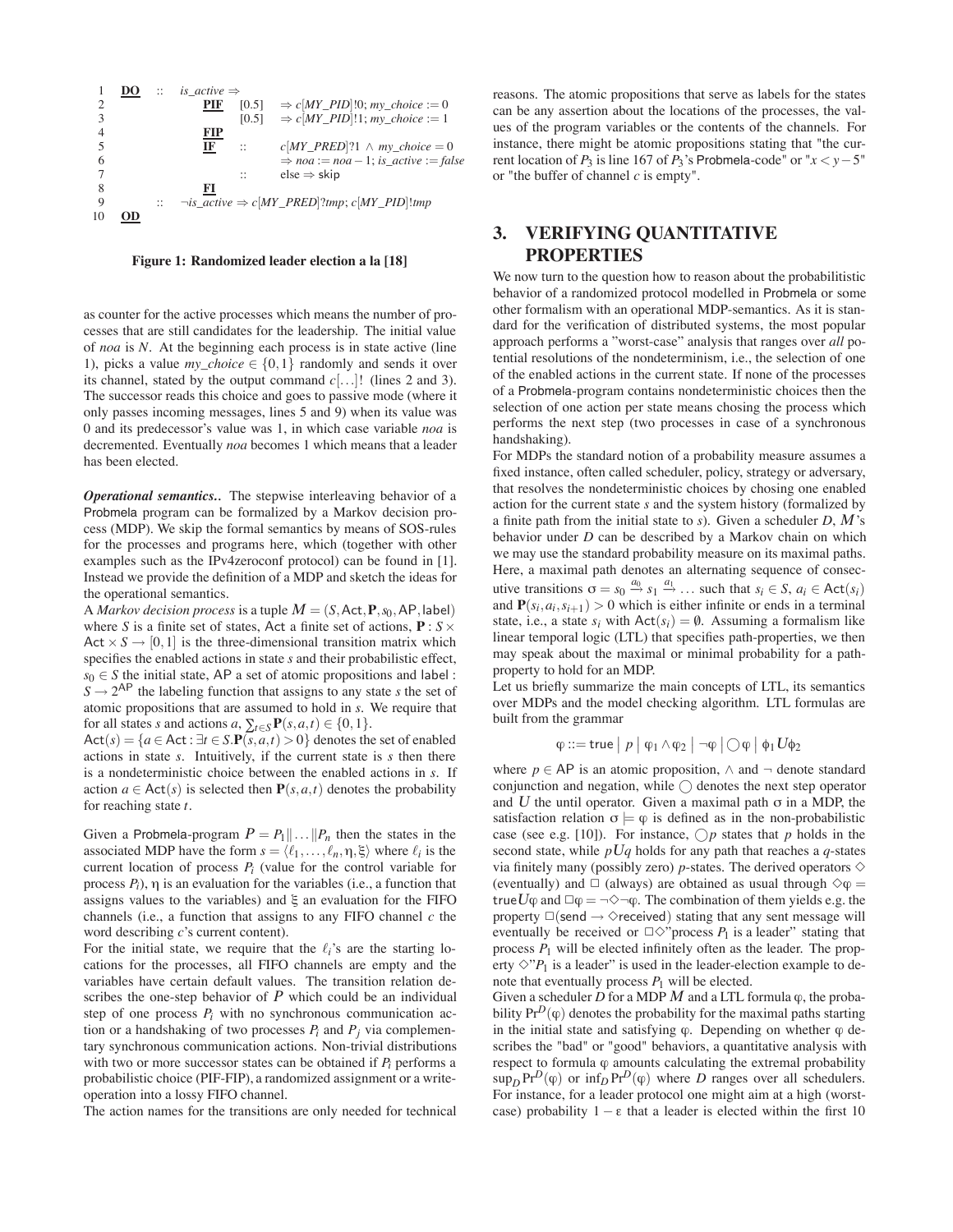```
1   DO  ::  is_active ⇒
2               PIF  [0.5]  ⇒ c[MY_PID]!0; my_choice := 0
3                    [0.5]  ⇒ c[MY_PID]!1; my_choice := 1
4               FIP
5               IF   ::     c[MY_PRED]?1 ∧ my_choice = 0
6                           ⇒ noa := noa − 1; is_active := false
7                    ::     else ⇒ skip
8               FI
9       ::  ¬is_active ⇒ c[MY_PRED]?tmp; c[MY_PID]!tmp
10  OD
```

**Figure 1: Randomized leader election a la [18]**

as counter for the active processes which means the number of processes that are still candidates for the leadership. The initial value of *noa* is $N$. At the beginning each process is in state active (line 1), picks a value $my\_choice \in \{0,1\}$ randomly and sends it over its channel, stated by the output command $c[\ldots]!$ (lines 2 and 3). The successor reads this choice and goes to passive mode (where it only passes incoming messages, lines 5 and 9) when its value was 0 and its predecessor's value was 1, in which case variable *noa* is decremented. Eventually *noa* becomes 1 which means that a leader has been elected.

***Operational semantics..*** The stepwise interleaving behavior of a Probmela program can be formalized by a Markov decision process (MDP). We skip the formal semantics by means of SOS-rules for the processes and programs here, which (together with other examples such as the IPv4zeroconf protocol) can be found in [1]. Instead we provide the definition of a MDP and sketch the ideas for the operational semantics.

A *Markov decision process* is a tuple $M = (S, \mathsf{Act}, \mathbf{P}, s_0, \mathsf{AP}, \mathsf{label})$ where $S$ is a finite set of states, Act a finite set of actions, $\mathbf{P} : S \times \mathsf{Act} \times S \to [0,1]$ is the three-dimensional transition matrix which specifies the enabled actions in state $s$ and their probabilistic effect, $s_0 \in S$ the initial state, AP a set of atomic propositions and label : $S \to 2^{\mathsf{AP}}$ the labeling function that assigns to any state $s$ the set of atomic propositions that are assumed to hold in $s$. We require that for all states $s$ and actions $a$, $\sum_{t \in S} \mathbf{P}(s,a,t) \in \{0,1\}$.

$\mathsf{Act}(s) = \{a \in \mathsf{Act} : \exists t \in S. \mathbf{P}(s,a,t) > 0\}$ denotes the set of enabled actions in state $s$. Intuitively, if the current state is $s$ then there is a nondeterministic choice between the enabled actions in $s$. If action $a \in \mathsf{Act}(s)$ is selected then $\mathbf{P}(s,a,t)$ denotes the probability for reaching state $t$.

Given a Probmela-program $P = P_1 \| \ldots \| P_n$ then the states in the associated MDP have the form $s = \langle \ell_1, \ldots, \ell_n, \eta, \xi \rangle$ where $\ell_i$ is the current location of process $P_i$ (value for the control variable for process $P_i$), $\eta$ is an evaluation for the variables (i.e., a function that assigns values to the variables) and $\xi$ an evaluation for the FIFO channels (i.e., a function that assigns to any FIFO channel $c$ the word describing $c$'s current content).

For the initial state, we require that the $\ell_i$'s are the starting locations for the processes, all FIFO channels are empty and the variables have certain default values. The transition relation describes the one-step behavior of $P$ which could be an individual step of one process $P_i$ with no synchronous communication action or a handshaking of two processes $P_i$ and $P_j$ via complementary synchronous communication actions. Non-trivial distributions with two or more successor states can be obtained if $P_i$ performs a probabilistic choice (PIF-FIP), a randomized assignment or a write-operation into a lossy FIFO channel.

The action names for the transitions are only needed for technical reasons. The atomic propositions that serve as labels for the states can be any assertion about the locations of the processes, the values of the program variables or the contents of the channels. For instance, there might be atomic propositions stating that "the current location of $P_3$ is line 167 of $P_3$'s Probmela-code" or "$x < y - 5$" or "the buffer of channel $c$ is empty".

## 3. VERIFYING QUANTITATIVE PROPERTIES

We now turn to the question how to reason about the probabilitistic behavior of a randomized protocol modelled in Probmela or some other formalism with an operational MDP-semantics. As it is standard for the verification of distributed systems, the most popular approach performs a "worst-case" analysis that ranges over *all* potential resolutions of the nondeterminism, i.e., the selection of one of the enabled actions in the current state. If none of the processes of a Probmela-program contains nondeterministic choices then the selection of one action per state means chosing the process which performs the next step (two processes in case of a synchronous handshaking).

For MDPs the standard notion of a probability measure assumes a fixed instance, often called scheduler, policy, strategy or adversary, that resolves the nondeterministic choices by chosing one enabled action for the current state $s$ and the system history (formalized by a finite path from the initial state to $s$). Given a scheduler $D$, $M$'s behavior under $D$ can be described by a Markov chain on which we may use the standard probability measure on its maximal paths. Here, a maximal path denotes an alternating sequence of consecutive transitions $\sigma = s_0 \xrightarrow{a_0} s_1 \xrightarrow{a_1} \ldots$ such that $s_i \in S$, $a_i \in \mathsf{Act}(s_i)$ and $\mathbf{P}(s_i, a_i, s_{i+1}) > 0$ which is either infinite or ends in a terminal state, i.e., a state $s_i$ with $\mathsf{Act}(s_i) = \emptyset$. Assuming a formalism like linear temporal logic (LTL) that specifies path-properties, we then may speak about the maximal or minimal probability for a path-property to hold for an MDP.

Let us briefly summarize the main concepts of LTL, its semantics over MDPs and the model checking algorithm. LTL formulas are built from the grammar

$$\varphi ::= \mathsf{true} \mid p \mid \varphi_1 \wedge \varphi_2 \mid \neg\varphi \mid \bigcirc\varphi \mid \phi_1 U \phi_2$$

where $p \in \mathsf{AP}$ is an atomic proposition, $\wedge$ and $\neg$ denote standard conjunction and negation, while $\bigcirc$ denotes the next step operator and $U$ the until operator. Given a maximal path $\sigma$ in a MDP, the satisfaction relation $\sigma \models \varphi$ is defined as in the non-probabilistic case (see e.g. [10]). For instance, $\bigcirc p$ states that $p$ holds in the second state, while $pUq$ holds for any path that reaches a $q$-states via finitely many (possibly zero) $p$-states. The derived operators $\Diamond$ (eventually) and $\Box$ (always) are obtained as usual through $\Diamond\varphi = \mathsf{true}U\varphi$ and $\Box\varphi = \neg\Diamond\neg\varphi$. The combination of them yields e.g. the property $\Box(\mathsf{send} \to \Diamond\mathsf{received})$ stating that any sent message will eventually be received or $\Box\Diamond$"process $P_1$ is a leader" stating that process $P_1$ will be elected infinitely often as the leader. The property $\Diamond$"$P_1$ is a leader" is used in the leader-election example to denote that eventually process $P_1$ will be elected.

Given a MDP $M$ and a LTL formula $\varphi$, the probability $\mathrm{Pr}^D(\varphi)$ denotes the probability for the maximal paths starting in the initial state and satisfying $\varphi$. Depending on whether $\varphi$ describes the "bad" or "good" behaviors, a quantitative analysis with respect to formula $\varphi$ amounts calculating the extremal probability $\sup_D \mathrm{Pr}^D(\varphi)$ or $\inf_D \mathrm{Pr}^D(\varphi)$ where $D$ ranges over all schedulers. For instance, for a leader protocol one might aim at a high (worst-case) probability $1 - \varepsilon$ that a leader is elected within the first 10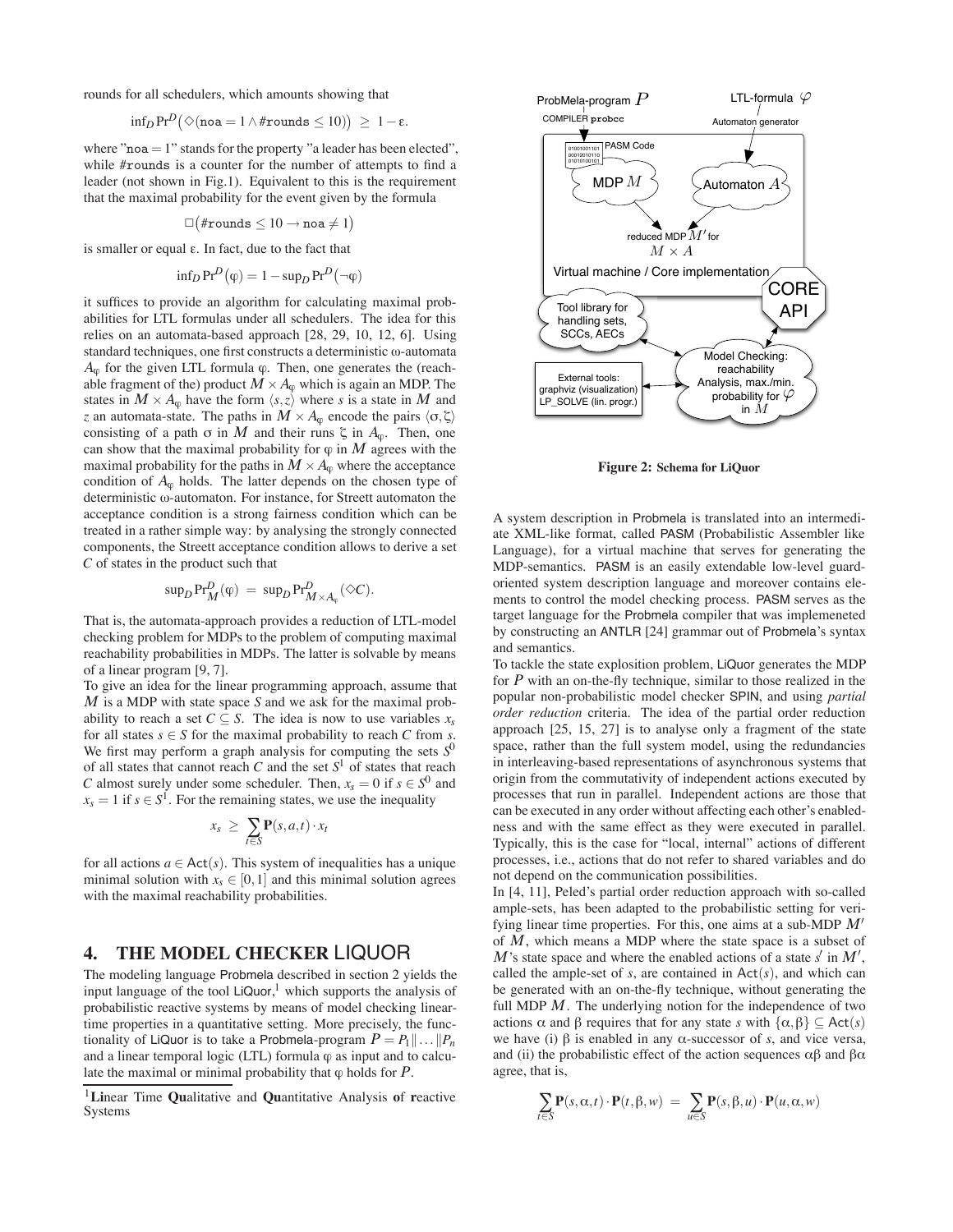rounds for all schedulers, which amounts showing that

$$\inf_D \Pr^D\big(\Diamond(\texttt{noa} = 1 \wedge \#\texttt{rounds} \leq 10)\big) \;\geq\; 1-\varepsilon.$$

where "noa = 1" stands for the property "a leader has been elected", while #rounds is a counter for the number of attempts to find a leader (not shown in Fig.1). Equivalent to this is the requirement that the maximal probability for the event given by the formula

$$\Box\big(\#\texttt{rounds} \leq 10 \rightarrow \texttt{noa} \neq 1\big)$$

is smaller or equal ε. In fact, due to the fact that

$$\inf_D \Pr^D(\varphi) = 1 - \sup_D \Pr^D(\neg\varphi)$$

it suffices to provide an algorithm for calculating maximal probabilities for LTL formulas under all schedulers. The idea for this relies on an automata-based approach [28, 29, 10, 12, 6]. Using standard techniques, one first constructs a deterministic ω-automata $A_\varphi$ for the given LTL formula φ. Then, one generates the (reachable fragment of the) product $M \times A_\varphi$ which is again an MDP. The states in $M \times A_\varphi$ have the form $\langle s, z\rangle$ where $s$ is a state in $M$ and $z$ an automata-state. The paths in $M \times A_\varphi$ encode the pairs $\langle\sigma, \zeta\rangle$ consisting of a path σ in $M$ and their runs ζ in $A_\varphi$. Then, one can show that the maximal probability for φ in $M$ agrees with the maximal probability for the paths in $M \times A_\varphi$ where the acceptance condition of $A_\varphi$ holds. The latter depends on the chosen type of deterministic ω-automaton. For instance, for Streett automaton the acceptance condition is a strong fairness condition which can be treated in a rather simple way: by analysing the strongly connected components, the Streett acceptance condition allows to derive a set $C$ of states in the product such that

$$\sup_D \Pr^D_M(\varphi) \;=\; \sup_D \Pr^D_{M\times A_\varphi}(\Diamond C).$$

That is, the automata-approach provides a reduction of LTL-model checking problem for MDPs to the problem of computing maximal reachability probabilities in MDPs. The latter is solvable by means of a linear program [9, 7].

To give an idea for the linear programming approach, assume that $M$ is a MDP with state space $S$ and we ask for the maximal probability to reach a set $C \subseteq S$. The idea is now to use variables $x_s$ for all states $s \in S$ for the maximal probability to reach $C$ from $s$. We first may perform a graph analysis for computing the sets $S^0$ of all states that cannot reach $C$ and the set $S^1$ of states that reach $C$ almost surely under some scheduler. Then, $x_s = 0$ if $s \in S^0$ and $x_s = 1$ if $s \in S^1$. For the remaining states, we use the inequality

$$x_s \;\geq\; \sum_{t\in S} \mathbf{P}(s,a,t)\cdot x_t$$

for all actions $a \in \mathsf{Act}(s)$. This system of inequalities has a unique minimal solution with $x_s \in [0,1]$ and this minimal solution agrees with the maximal reachability probabilities.

## 4. THE MODEL CHECKER LIQUOR

The modeling language Probmela described in section 2 yields the input language of the tool LiQuor,[1] which supports the analysis of probabilistic reactive systems by means of model checking linear-time properties in a quantitative setting. More precisely, the functionality of LiQuor is to take a Probmela-program $P = P_1\|\ldots\|P_n$ and a linear temporal logic (LTL) formula φ as input and to calculate the maximal or minimal probability that φ holds for $P$.

[1] **Li**near Time **Qu**alitative and **Qu**antitative Analysis **o**f **r**eactive Systems

**Figure 2: Schema for LiQuor**

A system description in Probmela is translated into an intermediate XML-like format, called PASM (Probabilistic Assembler like Language), for a virtual machine that serves for generating the MDP-semantics. PASM is an easily extendable low-level guard-oriented system description language and moreover contains elements to control the model checking process. PASM serves as the target language for the Probmela compiler that was implemeneted by constructing an ANTLR [24] grammar out of Probmela's syntax and semantics.

To tackle the state exposition problem, LiQuor generates the MDP for $P$ with an on-the-fly technique, similar to those realized in the popular non-probabilistic model checker SPIN, and using *partial order reduction* criteria. The idea of the partial order reduction approach [25, 15, 27] is to analyse only a fragment of the state space, rather than the full system model, using the redundancies in interleaving-based representations of asynchronous systems that origin from the commutativity of independent actions executed by processes that run in parallel. Independent actions are those that can be executed in any order without affecting each other's enabledness and with the same effect as they were executed in parallel. Typically, this is the case for "local, internal" actions of different processes, i.e., actions that do not refer to shared variables and do not depend on the communication possibilities.

In [4, 11], Peled's partial order reduction approach with so-called ample-sets, has been adapted to the probabilistic setting for verifying linear time properties. For this, one aims at a sub-MDP $M'$ of $M$, which means a MDP where the state space is a subset of $M$'s state space and where the enabled actions of a state $s'$ in $M'$, called the ample-set of $s$, are contained in $\mathsf{Act}(s)$, and which can be generated with an on-the-fly technique, without generating the full MDP $M$. The underlying notion for the independence of two actions α and β requires that for any state $s$ with $\{\alpha, \beta\} \subseteq \mathsf{Act}(s)$ we have (i) β is enabled in any α-successor of $s$, and vice versa, and (ii) the probabilistic effect of the action sequences αβ and βα agree, that is,

$$\sum_{t\in S} \mathbf{P}(s,\alpha,t)\cdot \mathbf{P}(t,\beta,w) \;=\; \sum_{u\in S} \mathbf{P}(s,\beta,u)\cdot \mathbf{P}(u,\alpha,w)$$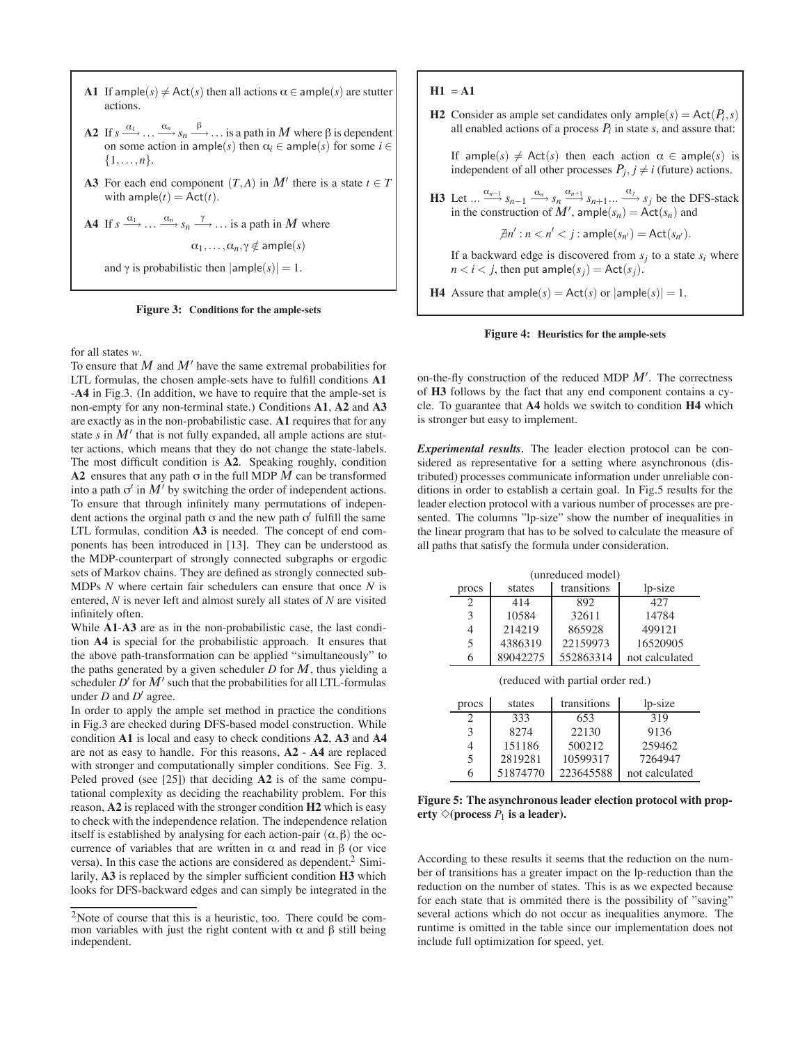**A1** If $\mathsf{ample}(s) \neq \mathsf{Act}(s)$ then all actions $\alpha \in \mathsf{ample}(s)$ are stutter actions.

**A2** If $s \xrightarrow{\alpha_1} \ldots \xrightarrow{\alpha_n} s_n \xrightarrow{\beta} \ldots$ is a path in $M$ where $\beta$ is dependent on some action in $\mathsf{ample}(s)$ then $\alpha_i \in \mathsf{ample}(s)$ for some $i \in \{1,\ldots,n\}$.

**A3** For each end component $(T,A)$ in $M'$ there is a state $t \in T$ with $\mathsf{ample}(t) = \mathsf{Act}(t)$.

**A4** If $s \xrightarrow{\alpha_1} \ldots \xrightarrow{\alpha_n} s_n \xrightarrow{\gamma} \ldots$ is a path in $M$ where

$$\alpha_1,\ldots,\alpha_n,\gamma \notin \mathsf{ample}(s)$$

and $\gamma$ is probabilistic then $|\mathsf{ample}(s)| = 1$.

**Figure 3: Conditions for the ample-sets**

for all states $w$.

To ensure that $M$ and $M'$ have the same extremal probabilities for LTL formulas, the chosen ample-sets have to fulfill conditions **A1** -**A4** in Fig.3. (In addition, we have to require that the ample-set is non-empty for any non-terminal state.) Conditions **A1**, **A2** and **A3** are exactly as in the non-probabilistic case. **A1** requires that for any state $s$ in $M'$ that is not fully expanded, all ample actions are stutter actions, which means that they do not change the state-labels. The most difficult condition is **A2**. Speaking roughly, condition **A2** ensures that any path $\sigma$ in the full MDP $M$ can be transformed into a path $\sigma'$ in $M'$ by switching the order of independent actions. To ensure that through infinitely many permutations of independent actions the orginal path $\sigma$ and the new path $\sigma'$ fulfill the same LTL formulas, condition **A3** is needed. The concept of end components has been introduced in [13]. They can be understood as the MDP-counterpart of strongly connected subgraphs or ergodic sets of Markov chains. They are defined as strongly connected sub-MDPs $N$ where certain fair schedulers can ensure that once $N$ is entered, $N$ is never left and almost surely all states of $N$ are visited infinitely often.

While **A1**-**A3** are as in the non-probabilistic case, the last condition **A4** is special for the probabilistic approach. It ensures that the above path-transformation can be applied "simultaneously" to the paths generated by a given scheduler $D$ for $M$, thus yielding a scheduler $D'$ for $M'$ such that the probabilities for all LTL-formulas under $D$ and $D'$ agree.

In order to apply the ample set method in practice the conditions in Fig.3 are checked during DFS-based model construction. While condition **A1** is local and easy to check conditions **A2**, **A3** and **A4** are not as easy to handle. For this reasons, **A2** - **A4** are replaced with stronger and computationally simpler conditions. See Fig. 3. Peled proved (see [25]) that deciding **A2** is of the same computational complexity as deciding the reachability problem. For this reason, **A2** is replaced with the stronger condition **H2** which is easy to check with the independence relation. The independence relation itself is established by analysing for each action-pair $(\alpha,\beta)$ the occurrence of variables that are written in $\alpha$ and read in $\beta$ (or vice versa). In this case the actions are considered as dependent.[2] Similarily, **A3** is replaced by the simpler sufficient condition **H3** which looks for DFS-backward edges and can simply be integrated in the on-the-fly construction of the reduced MDP $M'$. The correctness of **H3** follows by the fact that any end component contains a cycle. To guarantee that **A4** holds we switch to condition **H4** which is stronger but easy to implement.

[2] Note of course that this is a heuristic, too. There could be common variables with just the right content with $\alpha$ and $\beta$ still being independent.

**H1** = **A1**

**H2** Consider as ample set candidates only $\mathsf{ample}(s) = \mathsf{Act}(P_i, s)$ all enabled actions of a process $P_i$ in state $s$, and assure that:

If $\mathsf{ample}(s) \neq \mathsf{Act}(s)$ then each action $\alpha \in \mathsf{ample}(s)$ is independent of all other processes $P_j, j \neq i$ (future) actions.

**H3** Let $\ldots \xrightarrow{\alpha_{n-1}} s_{n-1} \xrightarrow{\alpha_n} s_n \xrightarrow{\alpha_{n+1}} s_{n+1} \ldots \xrightarrow{\alpha_j} s_j$ be the DFS-stack in the construction of $M'$, $\mathsf{ample}(s_n) = \mathsf{Act}(s_n)$ and

$$\nexists n' : n < n' < j : \mathsf{ample}(s_{n'}) = \mathsf{Act}(s_{n'}).$$

If a backward edge is discovered from $s_j$ to a state $s_i$ where $n < i < j$, then put $\mathsf{ample}(s_j) = \mathsf{Act}(s_j)$.

**H4** Assure that $\mathsf{ample}(s) = \mathsf{Act}(s)$ or $|\mathsf{ample}(s)| = 1$.

**Figure 4: Heuristics for the ample-sets**

***Experimental results.*** The leader election protocol can be considered as representative for a setting where asynchronous (distributed) processes communicate information under unreliable conditions in order to establish a certain goal. In Fig.5 results for the leader election protocol with a various number of processes are presented. The columns "lp-size" show the number of inequalities in the linear program that has to be solved to calculate the measure of all paths that satisfy the formula under consideration.

(unreduced model)

| procs | states | transitions | lp-size |
|---|---|---|---|
| 2 | 414 | 892 | 427 |
| 3 | 10584 | 32611 | 14784 |
| 4 | 214219 | 865928 | 499121 |
| 5 | 4386319 | 22159973 | 16520905 |
| 6 | 89042275 | 552863314 | not calculated |

(reduced with partial order red.)

| procs | states | transitions | lp-size |
|---|---|---|---|
| 2 | 333 | 653 | 319 |
| 3 | 8274 | 22130 | 9136 |
| 4 | 151186 | 500212 | 259462 |
| 5 | 2819281 | 10599317 | 7264947 |
| 6 | 51874770 | 223645588 | not calculated |

**Figure 5: The asynchronous leader election protocol with property $\Diamond$(process $P_1$ is a leader).**

According to these results it seems that the reduction on the number of transitions has a greater impact on the lp-reduction than the reduction on the number of states. This is as we expected because for each state that is ommited there is the possibility of "saving" several actions which do not occur as inequalities anymore. The runtime is omitted in the table since our implementation does not include full optimization for speed, yet.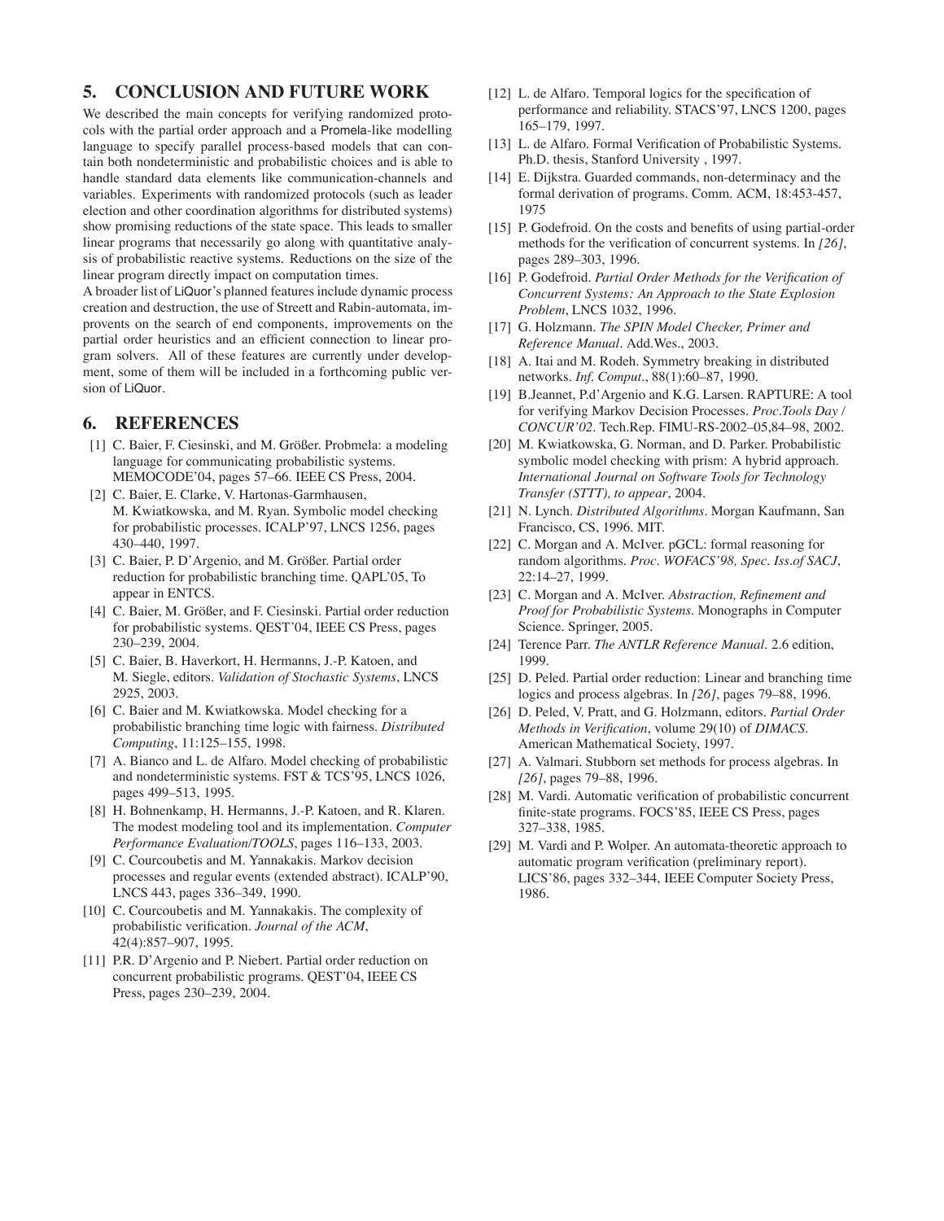## 5. CONCLUSION AND FUTURE WORK

We described the main concepts for verifying randomized protocols with the partial order approach and a Promela-like modelling language to specify parallel process-based models that can contain both nondeterministic and probabilistic choices and is able to handle standard data elements like communication-channels and variables. Experiments with randomized protocols (such as leader election and other coordination algorithms for distributed systems) show promising reductions of the state space. This leads to smaller linear programs that necessarily go along with quantitative analysis of probabilistic reactive systems. Reductions on the size of the linear program directly impact on computation times.

A broader list of LiQuor's planned features include dynamic process creation and destruction, the use of Streett and Rabin-automata, improvents on the search of end components, improvements on the partial order heuristics and an efficient connection to linear program solvers. All of these features are currently under development, some of them will be included in a forthcoming public version of LiQuor.

## 6. REFERENCES

[1] C. Baier, F. Ciesinski, and M. Größer. Probmela: a modeling language for communicating probabilistic systems. MEMOCODE'04, pages 57–66. IEEE CS Press, 2004.

[2] C. Baier, E. Clarke, V. Hartonas-Garmhausen, M. Kwiatkowska, and M. Ryan. Symbolic model checking for probabilistic processes. ICALP'97, LNCS 1256, pages 430–440, 1997.

[3] C. Baier, P. D'Argenio, and M. Größer. Partial order reduction for probabilistic branching time. QAPL'05, To appear in ENTCS.

[4] C. Baier, M. Größer, and F. Ciesinski. Partial order reduction for probabilistic systems. QEST'04, IEEE CS Press, pages 230–239, 2004.

[5] C. Baier, B. Haverkort, H. Hermanns, J.-P. Katoen, and M. Siegle, editors. *Validation of Stochastic Systems*, LNCS 2925, 2003.

[6] C. Baier and M. Kwiatkowska. Model checking for a probabilistic branching time logic with fairness. *Distributed Computing*, 11:125–155, 1998.

[7] A. Bianco and L. de Alfaro. Model checking of probabilistic and nondeterministic systems. FST & TCS'95, LNCS 1026, pages 499–513, 1995.

[8] H. Bohnenkamp, H. Hermanns, J.-P. Katoen, and R. Klaren. The modest modeling tool and its implementation. *Computer Performance Evaluation/TOOLS*, pages 116–133, 2003.

[9] C. Courcoubetis and M. Yannakakis. Markov decision processes and regular events (extended abstract). ICALP'90, LNCS 443, pages 336–349, 1990.

[10] C. Courcoubetis and M. Yannakakis. The complexity of probabilistic verification. *Journal of the ACM*, 42(4):857–907, 1995.

[11] P.R. D'Argenio and P. Niebert. Partial order reduction on concurrent probabilistic programs. QEST'04, IEEE CS Press, pages 230–239, 2004.

[12] L. de Alfaro. Temporal logics for the specification of performance and reliability. STACS'97, LNCS 1200, pages 165–179, 1997.

[13] L. de Alfaro. Formal Verification of Probabilistic Systems. Ph.D. thesis, Stanford University , 1997.

[14] E. Dijkstra. Guarded commands, non-determinacy and the formal derivation of programs. Comm. ACM, 18:453-457, 1975

[15] P. Godefroid. On the costs and benefits of using partial-order methods for the verification of concurrent systems. In *[26]*, pages 289–303, 1996.

[16] P. Godefroid. *Partial Order Methods for the Verification of Concurrent Systems: An Approach to the State Explosion Problem*, LNCS 1032, 1996.

[17] G. Holzmann. *The SPIN Model Checker, Primer and Reference Manual*. Add.Wes., 2003.

[18] A. Itai and M. Rodeh. Symmetry breaking in distributed networks. *Inf. Comput.*, 88(1):60–87, 1990.

[19] B.Jeannet, P.d'Argenio and K.G. Larsen. RAPTURE: A tool for verifying Markov Decision Processes. *Proc.Tools Day / CONCUR'02*. Tech.Rep. FIMU-RS-2002–05,84–98, 2002.

[20] M. Kwiatkowska, G. Norman, and D. Parker. Probabilistic symbolic model checking with prism: A hybrid approach. *International Journal on Software Tools for Technology Transfer (STTT), to appear*, 2004.

[21] N. Lynch. *Distributed Algorithms*. Morgan Kaufmann, San Francisco, CS, 1996. MIT.

[22] C. Morgan and A. McIver. pGCL: formal reasoning for random algorithms. *Proc. WOFACS'98, Spec. Iss.of SACJ*, 22:14–27, 1999.

[23] C. Morgan and A. McIver. *Abstraction, Refinement and Proof for Probabilistic Systems*. Monographs in Computer Science. Springer, 2005.

[24] Terence Parr. *The ANTLR Reference Manual*. 2.6 edition, 1999.

[25] D. Peled. Partial order reduction: Linear and branching time logics and process algebras. In *[26]*, pages 79–88, 1996.

[26] D. Peled, V. Pratt, and G. Holzmann, editors. *Partial Order Methods in Verification*, volume 29(10) of *DIMACS*. American Mathematical Society, 1997.

[27] A. Valmari. Stubborn set methods for process algebras. In *[26]*, pages 79–88, 1996.

[28] M. Vardi. Automatic verification of probabilistic concurrent finite-state programs. FOCS'85, IEEE CS Press, pages 327–338, 1985.

[29] M. Vardi and P. Wolper. An automata-theoretic approach to automatic program verification (preliminary report). LICS'86, pages 332–344, IEEE Computer Society Press, 1986.